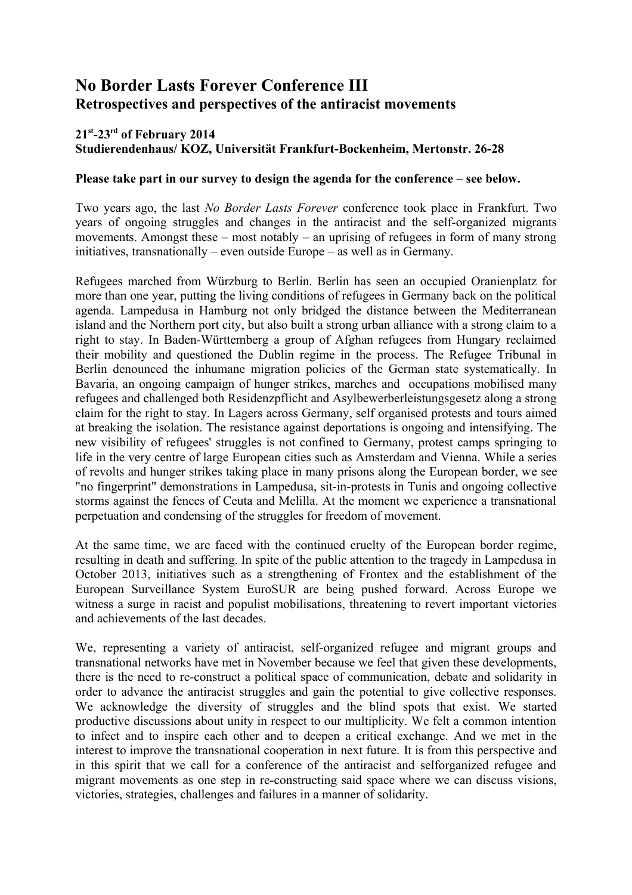# No Border Lasts Forever Conference III

## Retrospectives and perspectives of the antiracist movements

**21st-23rd of February 2014**
**Studierendenhaus/ KOZ, Universität Frankfurt-Bockenheim, Mertonstr. 26-28**

**Please take part in our survey to design the agenda for the conference – see below.**

Two years ago, the last *No Border Lasts Forever* conference took place in Frankfurt. Two years of ongoing struggles and changes in the antiracist and the self-organized migrants movements. Amongst these – most notably – an uprising of refugees in form of many strong initiatives, transnationally – even outside Europe – as well as in Germany.

Refugees marched from Würzburg to Berlin. Berlin has seen an occupied Oranienplatz for more than one year, putting the living conditions of refugees in Germany back on the political agenda. Lampedusa in Hamburg not only bridged the distance between the Mediterranean island and the Northern port city, but also built a strong urban alliance with a strong claim to a right to stay. In Baden-Württemberg a group of Afghan refugees from Hungary reclaimed their mobility and questioned the Dublin regime in the process. The Refugee Tribunal in Berlin denounced the inhumane migration policies of the German state systematically. In Bavaria, an ongoing campaign of hunger strikes, marches and occupations mobilised many refugees and challenged both Residenzpflicht and Asylbewerberleistungsgesetz along a strong claim for the right to stay. In Lagers across Germany, self organised protests and tours aimed at breaking the isolation. The resistance against deportations is ongoing and intensifying. The new visibility of refugees' struggles is not confined to Germany, protest camps springing to life in the very centre of large European cities such as Amsterdam and Vienna. While a series of revolts and hunger strikes taking place in many prisons along the European border, we see "no fingerprint" demonstrations in Lampedusa, sit-in-protests in Tunis and ongoing collective storms against the fences of Ceuta and Melilla. At the moment we experience a transnational perpetuation and condensing of the struggles for freedom of movement.

At the same time, we are faced with the continued cruelty of the European border regime, resulting in death and suffering. In spite of the public attention to the tragedy in Lampedusa in October 2013, initiatives such as a strengthening of Frontex and the establishment of the European Surveillance System EuroSUR are being pushed forward. Across Europe we witness a surge in racist and populist mobilisations, threatening to revert important victories and achievements of the last decades.

We, representing a variety of antiracist, self-organized refugee and migrant groups and transnational networks have met in November because we feel that given these developments, there is the need to re-construct a political space of communication, debate and solidarity in order to advance the antiracist struggles and gain the potential to give collective responses. We acknowledge the diversity of struggles and the blind spots that exist. We started productive discussions about unity in respect to our multiplicity. We felt a common intention to infect and to inspire each other and to deepen a critical exchange. And we met in the interest to improve the transnational cooperation in next future. It is from this perspective and in this spirit that we call for a conference of the antiracist and selforganized refugee and migrant movements as one step in re-constructing said space where we can discuss visions, victories, strategies, challenges and failures in a manner of solidarity.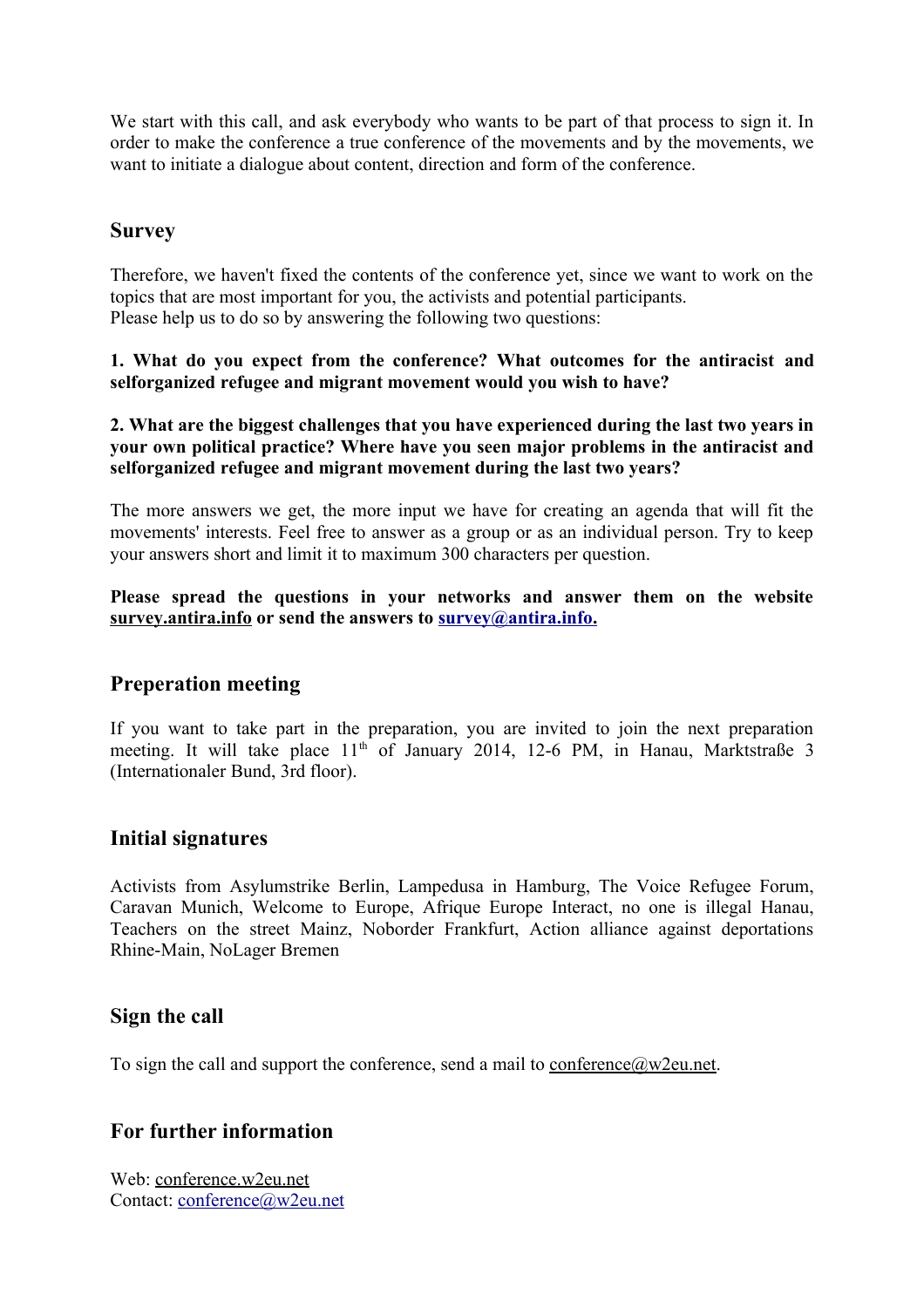We start with this call, and ask everybody who wants to be part of that process to sign it. In order to make the conference a true conference of the movements and by the movements, we want to initiate a dialogue about content, direction and form of the conference.

## Survey

Therefore, we haven't fixed the contents of the conference yet, since we want to work on the topics that are most important for you, the activists and potential participants.
Please help us to do so by answering the following two questions:

**1. What do you expect from the conference? What outcomes for the antiracist and selforganized refugee and migrant movement would you wish to have?**

**2. What are the biggest challenges that you have experienced during the last two years in your own political practice? Where have you seen major problems in the antiracist and selforganized refugee and migrant movement during the last two years?**

The more answers we get, the more input we have for creating an agenda that will fit the movements' interests. Feel free to answer as a group or as an individual person. Try to keep your answers short and limit it to maximum 300 characters per question.

**Please spread the questions in your networks and answer them on the website survey.antira.info or send the answers to survey@antira.info.**

## Preperation meeting

If you want to take part in the preparation, you are invited to join the next preparation meeting. It will take place 11th of January 2014, 12-6 PM, in Hanau, Marktstraße 3 (Internationaler Bund, 3rd floor).

## Initial signatures

Activists from Asylumstrike Berlin, Lampedusa in Hamburg, The Voice Refugee Forum, Caravan Munich, Welcome to Europe, Afrique Europe Interact, no one is illegal Hanau, Teachers on the street Mainz, Noborder Frankfurt, Action alliance against deportations Rhine-Main, NoLager Bremen

## Sign the call

To sign the call and support the conference, send a mail to conference@w2eu.net.

## For further information

Web: conference.w2eu.net
Contact: conference@w2eu.net